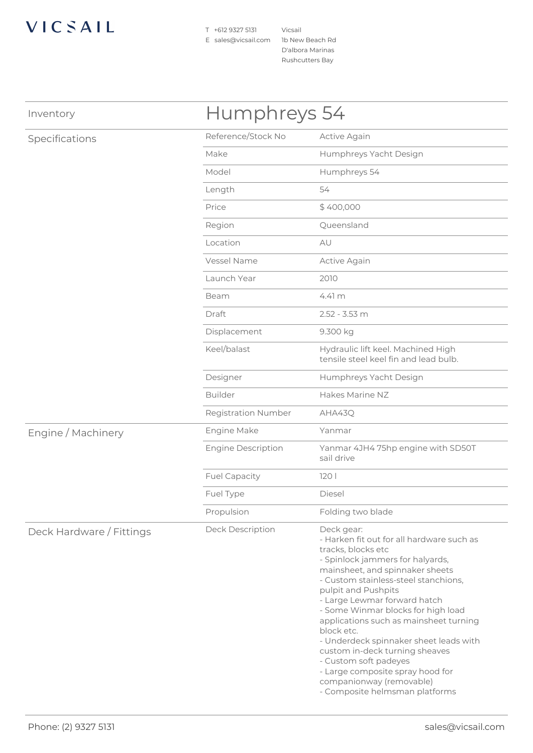VICSAIL

T +612 9327 5131
E sales@vicsail.com

Vicsail
1b New Beach Rd
D'albora Marinas
Rushcutters Bay

# Humphreys 54

Inventory

## Specifications

| | |
|---|---|
| Reference/Stock No | Active Again |
| Make | Humphreys Yacht Design |
| Model | Humphreys 54 |
| Length | 54 |
| Price | $ 400,000 |
| Region | Queensland |
| Location | AU |
| Vessel Name | Active Again |
| Launch Year | 2010 |
| Beam | 4.41 m |
| Draft | 2.52 - 3.53 m |
| Displacement | 9.300 kg |
| Keel/balast | Hydraulic lift keel. Machined High tensile steel keel fin and lead bulb. |
| Designer | Humphreys Yacht Design |
| Builder | Hakes Marine NZ |
| Registration Number | AHA43Q |

## Engine / Machinery

| | |
|---|---|
| Engine Make | Yanmar |
| Engine Description | Yanmar 4JH4 75hp engine with SD50T sail drive |
| Fuel Capacity | 120 l |
| Fuel Type | Diesel |
| Propulsion | Folding two blade |

## Deck Hardware / Fittings

Deck Description

Deck gear:
- Harken fit out for all hardware such as tracks, blocks etc
- Spinlock jammers for halyards, mainsheet, and spinnaker sheets
- Custom stainless-steel stanchions, pulpit and Pushpits
- Large Lewmar forward hatch
- Some Winmar blocks for high load applications such as mainsheet turning block etc.
- Underdeck spinnaker sheet leads with custom in-deck turning sheaves
- Custom soft padeyes
- Large composite spray hood for companionway (removable)
- Composite helmsman platforms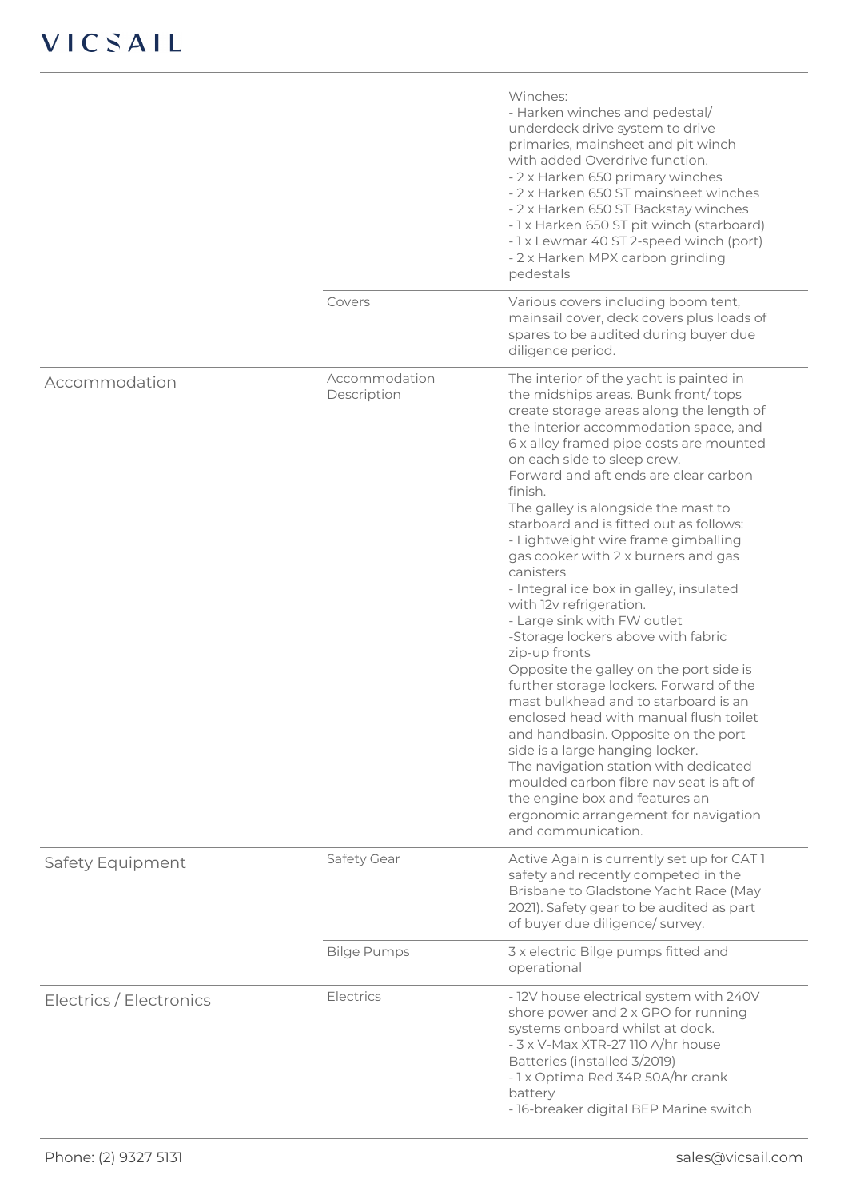| | | |
|---|---|---|
| | | Winches:<br>- Harken winches and pedestal/ underdeck drive system to drive primaries, mainsheet and pit winch with added Overdrive function.<br>- 2 x Harken 650 primary winches<br>- 2 x Harken 650 ST mainsheet winches<br>- 2 x Harken 650 ST Backstay winches<br>- 1 x Harken 650 ST pit winch (starboard)<br>- 1 x Lewmar 40 ST 2-speed winch (port)<br>- 2 x Harken MPX carbon grinding pedestals |
| | Covers | Various covers including boom tent, mainsail cover, deck covers plus loads of spares to be audited during buyer due diligence period. |
| Accommodation | Accommodation Description | The interior of the yacht is painted in the midships areas. Bunk front/ tops create storage areas along the length of the interior accommodation space, and 6 x alloy framed pipe costs are mounted on each side to sleep crew.<br>Forward and aft ends are clear carbon finish.<br>The galley is alongside the mast to starboard and is fitted out as follows:<br>- Lightweight wire frame gimballing gas cooker with 2 x burners and gas canisters<br>- Integral ice box in galley, insulated with 12v refrigeration.<br>- Large sink with FW outlet<br>-Storage lockers above with fabric zip-up fronts<br>Opposite the galley on the port side is further storage lockers. Forward of the mast bulkhead and to starboard is an enclosed head with manual flush toilet and handbasin. Opposite on the port side is a large hanging locker.<br>The navigation station with dedicated moulded carbon fibre nav seat is aft of the engine box and features an ergonomic arrangement for navigation and communication. |
| Safety Equipment | Safety Gear | Active Again is currently set up for CAT 1 safety and recently competed in the Brisbane to Gladstone Yacht Race (May 2021). Safety gear to be audited as part of buyer due diligence/ survey. |
| | Bilge Pumps | 3 x electric Bilge pumps fitted and operational |
| Electrics / Electronics | Electrics | - 12V house electrical system with 240V shore power and 2 x GPO for running systems onboard whilst at dock.<br>- 3 x V-Max XTR-27 110 A/hr house Batteries (installed 3/2019)<br>- 1 x Optima Red 34R 50A/hr crank battery<br>- 16-breaker digital BEP Marine switch |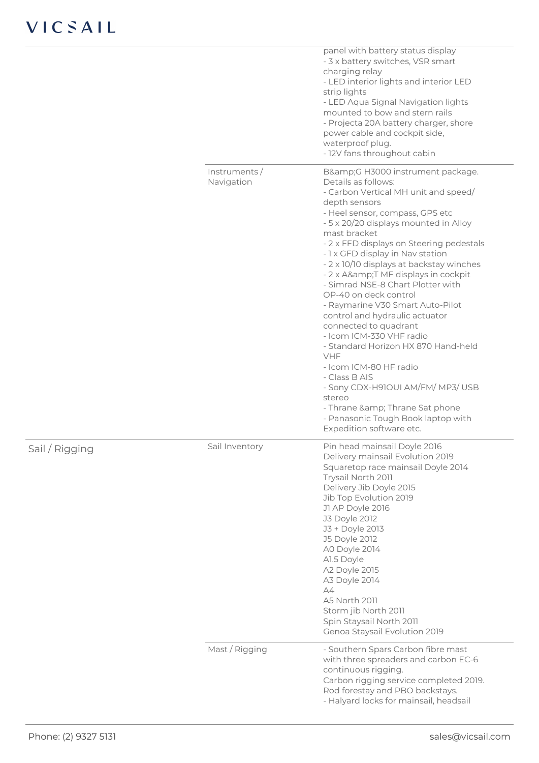| | | |
|---|---|---|
| | | panel with battery status display<br>- 3 x battery switches, VSR smart charging relay<br>- LED interior lights and interior LED strip lights<br>- LED Aqua Signal Navigation lights mounted to bow and stern rails<br>- Projecta 20A battery charger, shore power cable and cockpit side, waterproof plug.<br>- 12V fans throughout cabin |
| | Instruments / Navigation | B&amp;G H3000 instrument package. Details as follows:<br>- Carbon Vertical MH unit and speed/ depth sensors<br>- Heel sensor, compass, GPS etc<br>- 5 x 20/20 displays mounted in Alloy mast bracket<br>- 2 x FFD displays on Steering pedestals<br>- 1 x GFD display in Nav station<br>- 2 x 10/10 displays at backstay winches<br>- 2 x A&amp;T MF displays in cockpit<br>- Simrad NSE-8 Chart Plotter with OP-40 on deck control<br>- Raymarine V30 Smart Auto-Pilot control and hydraulic actuator connected to quadrant<br>- Icom ICM-330 VHF radio<br>- Standard Horizon HX 870 Hand-held VHF<br>- Icom ICM-80 HF radio<br>- Class B AIS<br>- Sony CDX-H91OUI AM/FM/ MP3/ USB stereo<br>- Thrane &amp; Thrane Sat phone<br>- Panasonic Tough Book laptop with Expedition software etc. |
| Sail / Rigging | Sail Inventory | Pin head mainsail Doyle 2016<br>Delivery mainsail Evolution 2019<br>Squaretop race mainsail Doyle 2014<br>Trysail North 2011<br>Delivery Jib Doyle 2015<br>Jib Top Evolution 2019<br>J1 AP Doyle 2016<br>J3 Doyle 2012<br>J3 + Doyle 2013<br>J5 Doyle 2012<br>A0 Doyle 2014<br>A1.5 Doyle<br>A2 Doyle 2015<br>A3 Doyle 2014<br>A4<br>A5 North 2011<br>Storm jib North 2011<br>Spin Staysail North 2011<br>Genoa Staysail Evolution 2019 |
| | Mast / Rigging | - Southern Spars Carbon fibre mast with three spreaders and carbon EC-6 continuous rigging.<br>Carbon rigging service completed 2019.<br>Rod forestay and PBO backstays.<br>- Halyard locks for mainsail, headsail |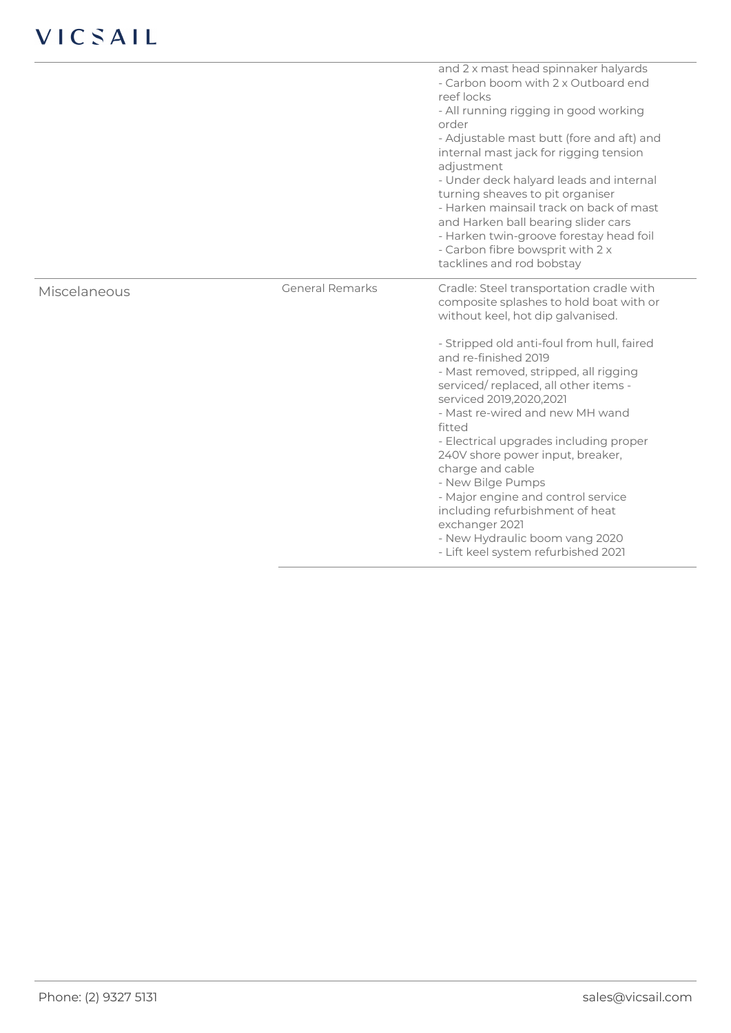| | | |
|---|---|---|
| | | and 2 x mast head spinnaker halyards<br>- Carbon boom with 2 x Outboard end reef locks<br>- All running rigging in good working order<br>- Adjustable mast butt (fore and aft) and internal mast jack for rigging tension adjustment<br>- Under deck halyard leads and internal turning sheaves to pit organiser<br>- Harken mainsail track on back of mast and Harken ball bearing slider cars<br>- Harken twin-groove forestay head foil<br>- Carbon fibre bowsprit with 2 x tacklines and rod bobstay |
| Miscelaneous | General Remarks | Cradle: Steel transportation cradle with composite splashes to hold boat with or without keel, hot dip galvanised.<br><br>- Stripped old anti-foul from hull, faired and re-finished 2019<br>- Mast removed, stripped, all rigging serviced/ replaced, all other items - serviced 2019,2020,2021<br>- Mast re-wired and new MH wand fitted<br>- Electrical upgrades including proper 240V shore power input, breaker, charge and cable<br>- New Bilge Pumps<br>- Major engine and control service including refurbishment of heat exchanger 2021<br>- New Hydraulic boom vang 2020<br>- Lift keel system refurbished 2021 |